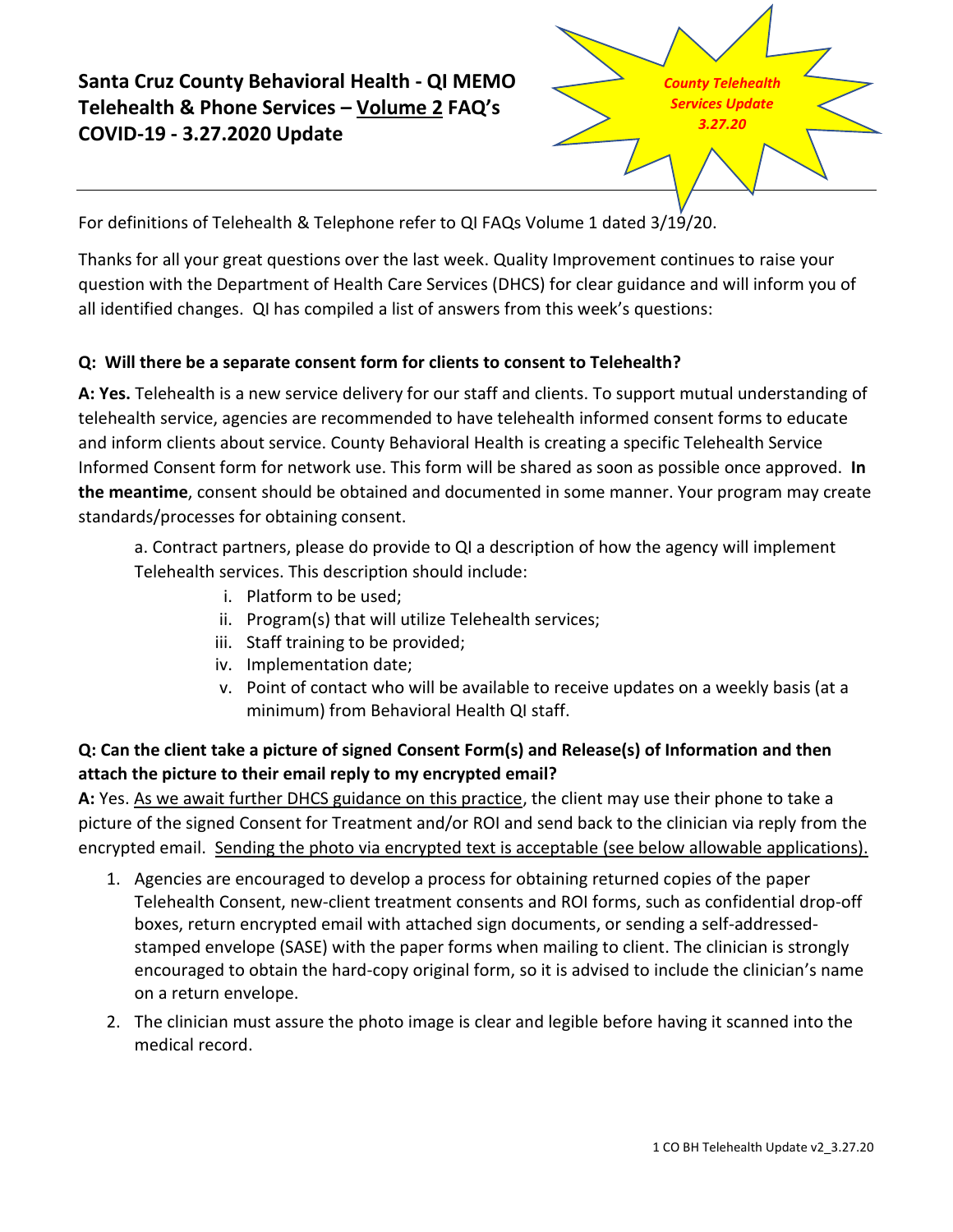# Santa Cruz County Behavioral Health - QI MEMO Telehealth & Phone Services – Volume 2 FAQ's COVID-19 - 3.27.2020 Update

*County Telehealth Services Update 3.27.20*

---

For definitions of Telehealth & Telephone refer to QI FAQs Volume 1 dated 3/19/20.

Thanks for all your great questions over the last week. Quality Improvement continues to raise your question with the Department of Health Care Services (DHCS) for clear guidance and will inform you of all identified changes. QI has compiled a list of answers from this week's questions:

### Q: Will there be a separate consent form for clients to consent to Telehealth?

**A: Yes.** Telehealth is a new service delivery for our staff and clients. To support mutual understanding of telehealth service, agencies are recommended to have telehealth informed consent forms to educate and inform clients about service. County Behavioral Health is creating a specific Telehealth Service Informed Consent form for network use. This form will be shared as soon as possible once approved. **In the meantime**, consent should be obtained and documented in some manner. Your program may create standards/processes for obtaining consent.

a. Contract partners, please do provide to QI a description of how the agency will implement Telehealth services. This description should include:

   i. Platform to be used;
   ii. Program(s) that will utilize Telehealth services;
   iii. Staff training to be provided;
   iv. Implementation date;
   v. Point of contact who will be available to receive updates on a weekly basis (at a minimum) from Behavioral Health QI staff.

### Q: Can the client take a picture of signed Consent Form(s) and Release(s) of Information and then attach the picture to their email reply to my encrypted email?

**A:** Yes. As we await further DHCS guidance on this practice, the client may use their phone to take a picture of the signed Consent for Treatment and/or ROI and send back to the clinician via reply from the encrypted email. Sending the photo via encrypted text is acceptable (see below allowable applications).

1. Agencies are encouraged to develop a process for obtaining returned copies of the paper Telehealth Consent, new-client treatment consents and ROI forms, such as confidential drop-off boxes, return encrypted email with attached sign documents, or sending a self-addressed-stamped envelope (SASE) with the paper forms when mailing to client. The clinician is strongly encouraged to obtain the hard-copy original form, so it is advised to include the clinician's name on a return envelope.
2. The clinician must assure the photo image is clear and legible before having it scanned into the medical record.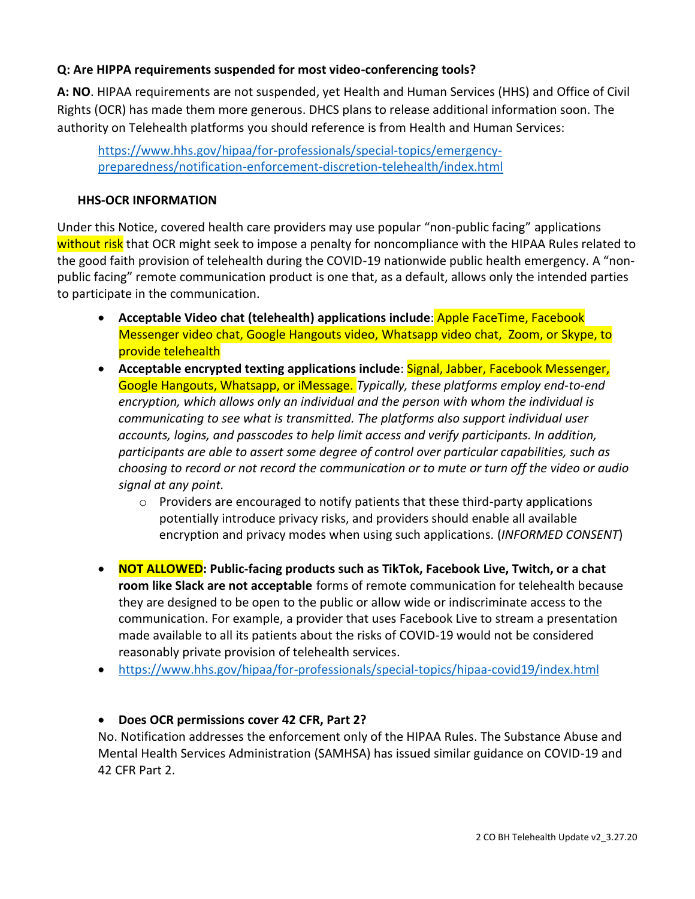**Q: Are HIPPA requirements suspended for most video-conferencing tools?**

**A: NO**. HIPAA requirements are not suspended, yet Health and Human Services (HHS) and Office of Civil Rights (OCR) has made them more generous. DHCS plans to release additional information soon. The authority on Telehealth platforms you should reference is from Health and Human Services:

> https://www.hhs.gov/hipaa/for-professionals/special-topics/emergency-preparedness/notification-enforcement-discretion-telehealth/index.html

**HHS-OCR INFORMATION**

Under this Notice, covered health care providers may use popular "non-public facing" applications without risk that OCR might seek to impose a penalty for noncompliance with the HIPAA Rules related to the good faith provision of telehealth during the COVID-19 nationwide public health emergency. A "non-public facing" remote communication product is one that, as a default, allows only the intended parties to participate in the communication.

- **Acceptable Video chat (telehealth) applications include**: Apple FaceTime, Facebook Messenger video chat, Google Hangouts video, Whatsapp video chat, Zoom, or Skype, to provide telehealth
- **Acceptable encrypted texting applications include**: Signal, Jabber, Facebook Messenger, Google Hangouts, Whatsapp, or iMessage. *Typically, these platforms employ end-to-end encryption, which allows only an individual and the person with whom the individual is communicating to see what is transmitted. The platforms also support individual user accounts, logins, and passcodes to help limit access and verify participants. In addition, participants are able to assert some degree of control over particular capabilities, such as choosing to record or not record the communication or to mute or turn off the video or audio signal at any point.*
  - Providers are encouraged to notify patients that these third-party applications potentially introduce privacy risks, and providers should enable all available encryption and privacy modes when using such applications. (*INFORMED CONSENT*)
- **NOT ALLOWED: Public-facing products such as TikTok, Facebook Live, Twitch, or a chat room like Slack are not acceptable** forms of remote communication for telehealth because they are designed to be open to the public or allow wide or indiscriminate access to the communication. For example, a provider that uses Facebook Live to stream a presentation made available to all its patients about the risks of COVID-19 would not be considered reasonably private provision of telehealth services.
- https://www.hhs.gov/hipaa/for-professionals/special-topics/hipaa-covid19/index.html

- **Does OCR permissions cover 42 CFR, Part 2?**

No. Notification addresses the enforcement only of the HIPAA Rules. The Substance Abuse and Mental Health Services Administration (SAMHSA) has issued similar guidance on COVID-19 and 42 CFR Part 2.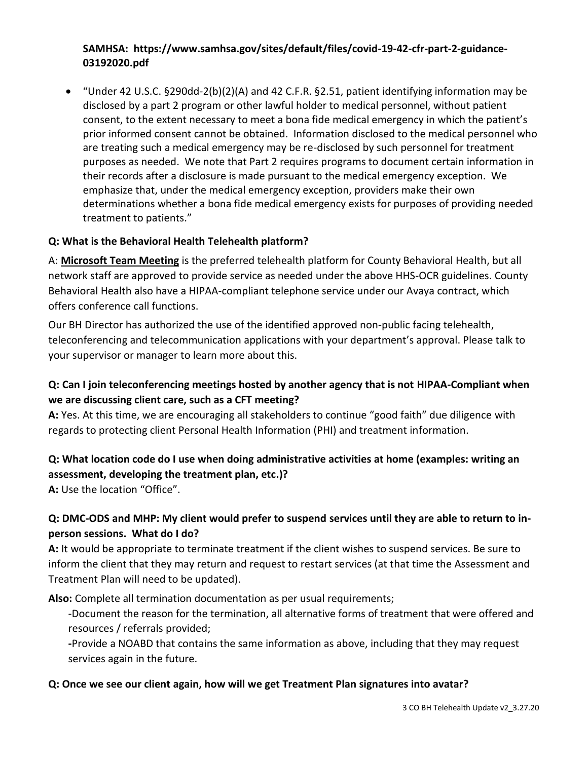**SAMHSA: https://www.samhsa.gov/sites/default/files/covid-19-42-cfr-part-2-guidance-03192020.pdf**

- "Under 42 U.S.C. §290dd-2(b)(2)(A) and 42 C.F.R. §2.51, patient identifying information may be disclosed by a part 2 program or other lawful holder to medical personnel, without patient consent, to the extent necessary to meet a bona fide medical emergency in which the patient's prior informed consent cannot be obtained. Information disclosed to the medical personnel who are treating such a medical emergency may be re-disclosed by such personnel for treatment purposes as needed. We note that Part 2 requires programs to document certain information in their records after a disclosure is made pursuant to the medical emergency exception. We emphasize that, under the medical emergency exception, providers make their own determinations whether a bona fide medical emergency exists for purposes of providing needed treatment to patients."

**Q: What is the Behavioral Health Telehealth platform?**

A: **Microsoft Team Meeting** is the preferred telehealth platform for County Behavioral Health, but all network staff are approved to provide service as needed under the above HHS-OCR guidelines. County Behavioral Health also have a HIPAA-compliant telephone service under our Avaya contract, which offers conference call functions.

Our BH Director has authorized the use of the identified approved non-public facing telehealth, teleconferencing and telecommunication applications with your department's approval. Please talk to your supervisor or manager to learn more about this.

**Q: Can I join teleconferencing meetings hosted by another agency that is not HIPAA-Compliant when we are discussing client care, such as a CFT meeting?**

**A:** Yes. At this time, we are encouraging all stakeholders to continue "good faith" due diligence with regards to protecting client Personal Health Information (PHI) and treatment information.

**Q: What location code do I use when doing administrative activities at home (examples: writing an assessment, developing the treatment plan, etc.)?**

**A:** Use the location "Office".

**Q: DMC-ODS and MHP: My client would prefer to suspend services until they are able to return to in-person sessions. What do I do?**

**A:** It would be appropriate to terminate treatment if the client wishes to suspend services. Be sure to inform the client that they may return and request to restart services (at that time the Assessment and Treatment Plan will need to be updated).

**Also:** Complete all termination documentation as per usual requirements;

-Document the reason for the termination, all alternative forms of treatment that were offered and resources / referrals provided;

-Provide a NOABD that contains the same information as above, including that they may request services again in the future.

**Q: Once we see our client again, how will we get Treatment Plan signatures into avatar?**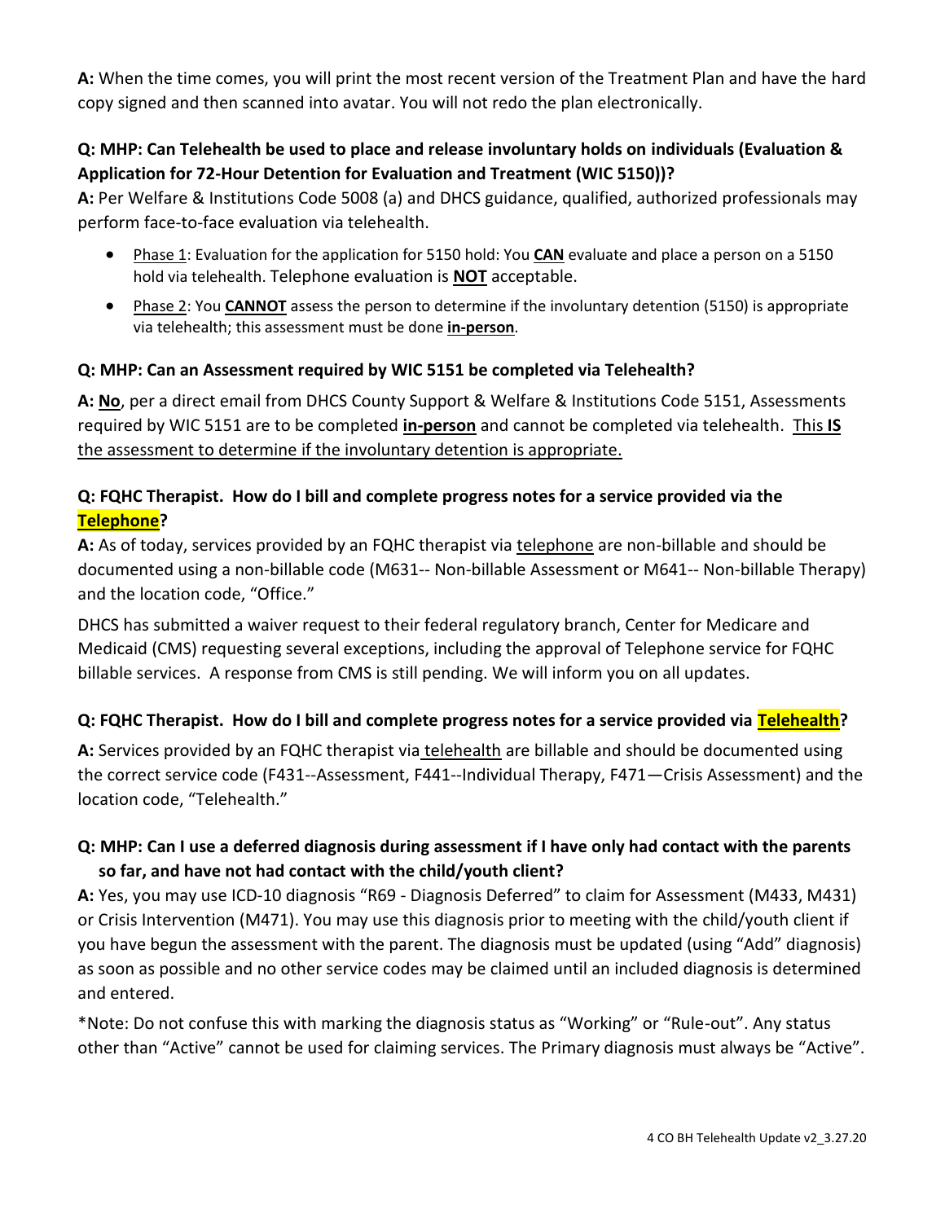**A:** When the time comes, you will print the most recent version of the Treatment Plan and have the hard copy signed and then scanned into avatar. You will not redo the plan electronically.

**Q: MHP: Can Telehealth be used to place and release involuntary holds on individuals (Evaluation & Application for 72-Hour Detention for Evaluation and Treatment (WIC 5150))?**

**A:** Per Welfare & Institutions Code 5008 (a) and DHCS guidance, qualified, authorized professionals may perform face-to-face evaluation via telehealth.

- Phase 1: Evaluation for the application for 5150 hold: You **CAN** evaluate and place a person on a 5150 hold via telehealth. Telephone evaluation is **NOT** acceptable.
- Phase 2: You **CANNOT** assess the person to determine if the involuntary detention (5150) is appropriate via telehealth; this assessment must be done **in-person**.

**Q: MHP: Can an Assessment required by WIC 5151 be completed via Telehealth?**

**A: No**, per a direct email from DHCS County Support & Welfare & Institutions Code 5151, Assessments required by WIC 5151 are to be completed **in-person** and cannot be completed via telehealth. This **IS** the assessment to determine if the involuntary detention is appropriate.

**Q: FQHC Therapist. How do I bill and complete progress notes for a service provided via the Telephone?**

**A:** As of today, services provided by an FQHC therapist via telephone are non-billable and should be documented using a non-billable code (M631-- Non-billable Assessment or M641-- Non-billable Therapy) and the location code, "Office."

DHCS has submitted a waiver request to their federal regulatory branch, Center for Medicare and Medicaid (CMS) requesting several exceptions, including the approval of Telephone service for FQHC billable services. A response from CMS is still pending. We will inform you on all updates.

**Q: FQHC Therapist. How do I bill and complete progress notes for a service provided via Telehealth?**

**A:** Services provided by an FQHC therapist via telehealth are billable and should be documented using the correct service code (F431--Assessment, F441--Individual Therapy, F471—Crisis Assessment) and the location code, "Telehealth."

**Q: MHP: Can I use a deferred diagnosis during assessment if I have only had contact with the parents so far, and have not had contact with the child/youth client?**

**A:** Yes, you may use ICD-10 diagnosis "R69 - Diagnosis Deferred" to claim for Assessment (M433, M431) or Crisis Intervention (M471). You may use this diagnosis prior to meeting with the child/youth client if you have begun the assessment with the parent. The diagnosis must be updated (using "Add" diagnosis) as soon as possible and no other service codes may be claimed until an included diagnosis is determined and entered.

*Note: Do not confuse this with marking the diagnosis status as "Working" or "Rule-out". Any status other than "Active" cannot be used for claiming services. The Primary diagnosis must always be "Active".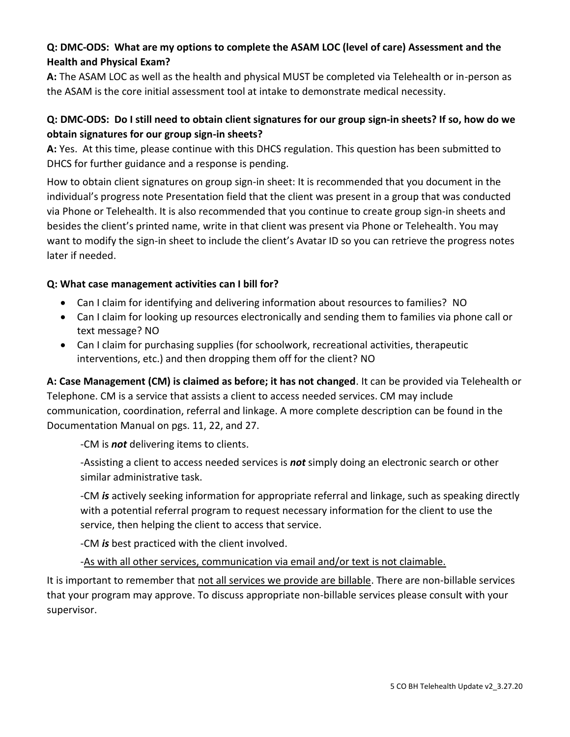**Q: DMC-ODS: What are my options to complete the ASAM LOC (level of care) Assessment and the Health and Physical Exam?**

**A:** The ASAM LOC as well as the health and physical MUST be completed via Telehealth or in-person as the ASAM is the core initial assessment tool at intake to demonstrate medical necessity.

**Q: DMC-ODS: Do I still need to obtain client signatures for our group sign-in sheets? If so, how do we obtain signatures for our group sign-in sheets?**

**A:** Yes. At this time, please continue with this DHCS regulation. This question has been submitted to DHCS for further guidance and a response is pending.

How to obtain client signatures on group sign-in sheet: It is recommended that you document in the individual's progress note Presentation field that the client was present in a group that was conducted via Phone or Telehealth. It is also recommended that you continue to create group sign-in sheets and besides the client's printed name, write in that client was present via Phone or Telehealth. You may want to modify the sign-in sheet to include the client's Avatar ID so you can retrieve the progress notes later if needed.

**Q: What case management activities can I bill for?**

- Can I claim for identifying and delivering information about resources to families? NO
- Can I claim for looking up resources electronically and sending them to families via phone call or text message? NO
- Can I claim for purchasing supplies (for schoolwork, recreational activities, therapeutic interventions, etc.) and then dropping them off for the client? NO

**A: Case Management (CM) is claimed as before; it has not changed**. It can be provided via Telehealth or Telephone. CM is a service that assists a client to access needed services. CM may include communication, coordination, referral and linkage. A more complete description can be found in the Documentation Manual on pgs. 11, 22, and 27.

-CM is ***not*** delivering items to clients.

-Assisting a client to access needed services is ***not*** simply doing an electronic search or other similar administrative task.

-CM ***is*** actively seeking information for appropriate referral and linkage, such as speaking directly with a potential referral program to request necessary information for the client to use the service, then helping the client to access that service.

-CM ***is*** best practiced with the client involved.

-<u>As with all other services, communication via email and/or text is not claimable.</u>

It is important to remember that <u>not all services we provide are billable</u>. There are non-billable services that your program may approve. To discuss appropriate non-billable services please consult with your supervisor.